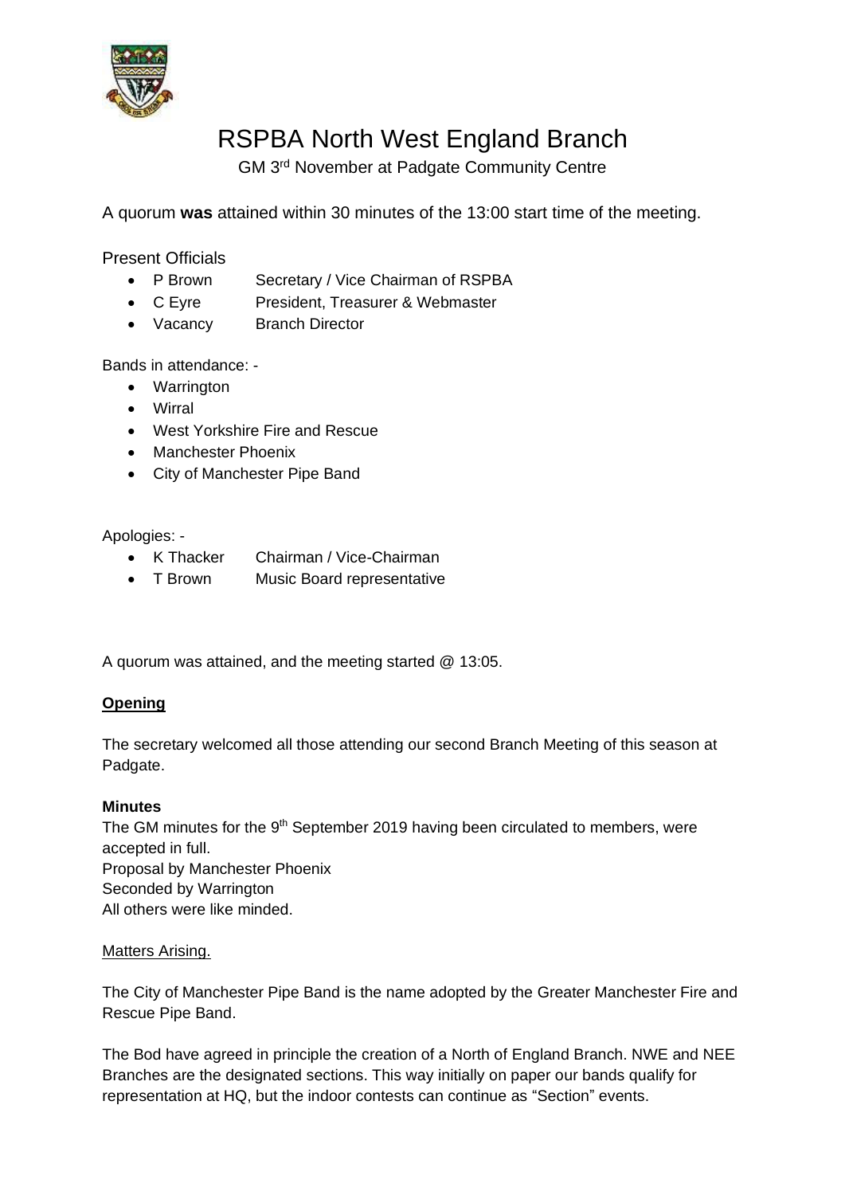# RSPBA North West England Branch

GM 3rd November at Padgate Community Centre

A quorum **was** attained within 30 minutes of the 13:00 start time of the meeting.

Present Officials

- P Brown Secretary / Vice Chairman of RSPBA
- C Eyre President, Treasurer & Webmaster
- Vacancy Branch Director

Bands in attendance: -

- Warrington
- Wirral
- West Yorkshire Fire and Rescue
- Manchester Phoenix
- City of Manchester Pipe Band

Apologies: -

- K Thacker Chairman / Vice-Chairman
- T Brown Music Board representative

A quorum was attained, and the meeting started @ 13:05.

**Opening**

The secretary welcomed all those attending our second Branch Meeting of this season at Padgate.

**Minutes**

The GM minutes for the 9th September 2019 having been circulated to members, were accepted in full.
Proposal by Manchester Phoenix
Seconded by Warrington
All others were like minded.

Matters Arising.

The City of Manchester Pipe Band is the name adopted by the Greater Manchester Fire and Rescue Pipe Band.

The Bod have agreed in principle the creation of a North of England Branch. NWE and NEE Branches are the designated sections. This way initially on paper our bands qualify for representation at HQ, but the indoor contests can continue as "Section" events.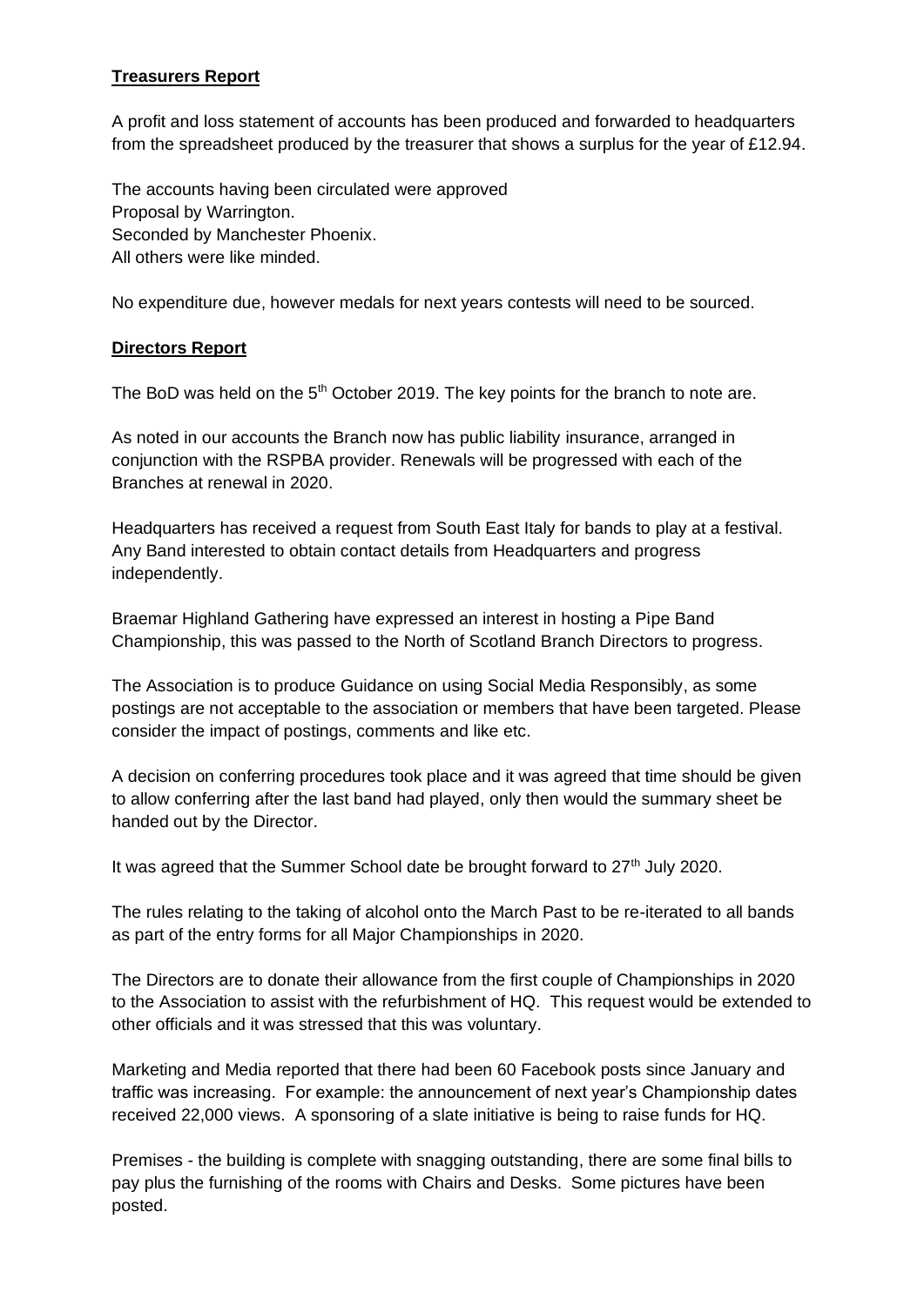**Treasurers Report**

A profit and loss statement of accounts has been produced and forwarded to headquarters from the spreadsheet produced by the treasurer that shows a surplus for the year of £12.94.

The accounts having been circulated were approved  
Proposal by Warrington.  
Seconded by Manchester Phoenix.  
All others were like minded.

No expenditure due, however medals for next years contests will need to be sourced.

**Directors Report**

The BoD was held on the 5th October 2019. The key points for the branch to note are.

As noted in our accounts the Branch now has public liability insurance, arranged in conjunction with the RSPBA provider. Renewals will be progressed with each of the Branches at renewal in 2020.

Headquarters has received a request from South East Italy for bands to play at a festival. Any Band interested to obtain contact details from Headquarters and progress independently.

Braemar Highland Gathering have expressed an interest in hosting a Pipe Band Championship, this was passed to the North of Scotland Branch Directors to progress.

The Association is to produce Guidance on using Social Media Responsibly, as some postings are not acceptable to the association or members that have been targeted. Please consider the impact of postings, comments and like etc.

A decision on conferring procedures took place and it was agreed that time should be given to allow conferring after the last band had played, only then would the summary sheet be handed out by the Director.

It was agreed that the Summer School date be brought forward to 27th July 2020.

The rules relating to the taking of alcohol onto the March Past to be re-iterated to all bands as part of the entry forms for all Major Championships in 2020.

The Directors are to donate their allowance from the first couple of Championships in 2020 to the Association to assist with the refurbishment of HQ. This request would be extended to other officials and it was stressed that this was voluntary.

Marketing and Media reported that there had been 60 Facebook posts since January and traffic was increasing. For example: the announcement of next year's Championship dates received 22,000 views. A sponsoring of a slate initiative is being to raise funds for HQ.

Premises - the building is complete with snagging outstanding, there are some final bills to pay plus the furnishing of the rooms with Chairs and Desks. Some pictures have been posted.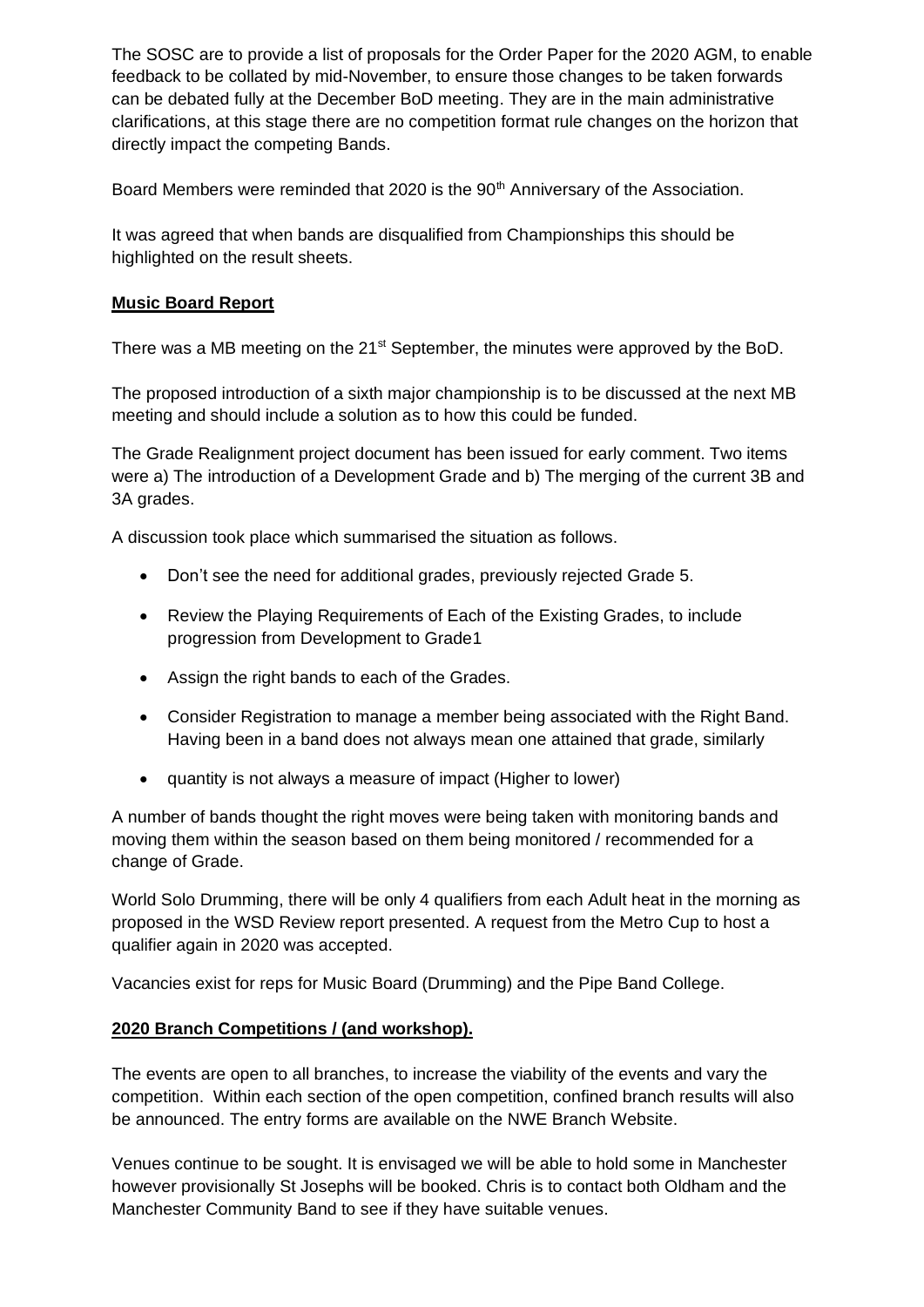The SOSC are to provide a list of proposals for the Order Paper for the 2020 AGM, to enable feedback to be collated by mid-November, to ensure those changes to be taken forwards can be debated fully at the December BoD meeting. They are in the main administrative clarifications, at this stage there are no competition format rule changes on the horizon that directly impact the competing Bands.

Board Members were reminded that 2020 is the 90th Anniversary of the Association.

It was agreed that when bands are disqualified from Championships this should be highlighted on the result sheets.

**Music Board Report**

There was a MB meeting on the 21st September, the minutes were approved by the BoD.

The proposed introduction of a sixth major championship is to be discussed at the next MB meeting and should include a solution as to how this could be funded.

The Grade Realignment project document has been issued for early comment. Two items were a) The introduction of a Development Grade and b) The merging of the current 3B and 3A grades.

A discussion took place which summarised the situation as follows.

- Don't see the need for additional grades, previously rejected Grade 5.
- Review the Playing Requirements of Each of the Existing Grades, to include progression from Development to Grade1
- Assign the right bands to each of the Grades.
- Consider Registration to manage a member being associated with the Right Band. Having been in a band does not always mean one attained that grade, similarly
- quantity is not always a measure of impact (Higher to lower)

A number of bands thought the right moves were being taken with monitoring bands and moving them within the season based on them being monitored / recommended for a change of Grade.

World Solo Drumming, there will be only 4 qualifiers from each Adult heat in the morning as proposed in the WSD Review report presented. A request from the Metro Cup to host a qualifier again in 2020 was accepted.

Vacancies exist for reps for Music Board (Drumming) and the Pipe Band College.

**2020 Branch Competitions / (and workshop).**

The events are open to all branches, to increase the viability of the events and vary the competition. Within each section of the open competition, confined branch results will also be announced. The entry forms are available on the NWE Branch Website.

Venues continue to be sought. It is envisaged we will be able to hold some in Manchester however provisionally St Josephs will be booked. Chris is to contact both Oldham and the Manchester Community Band to see if they have suitable venues.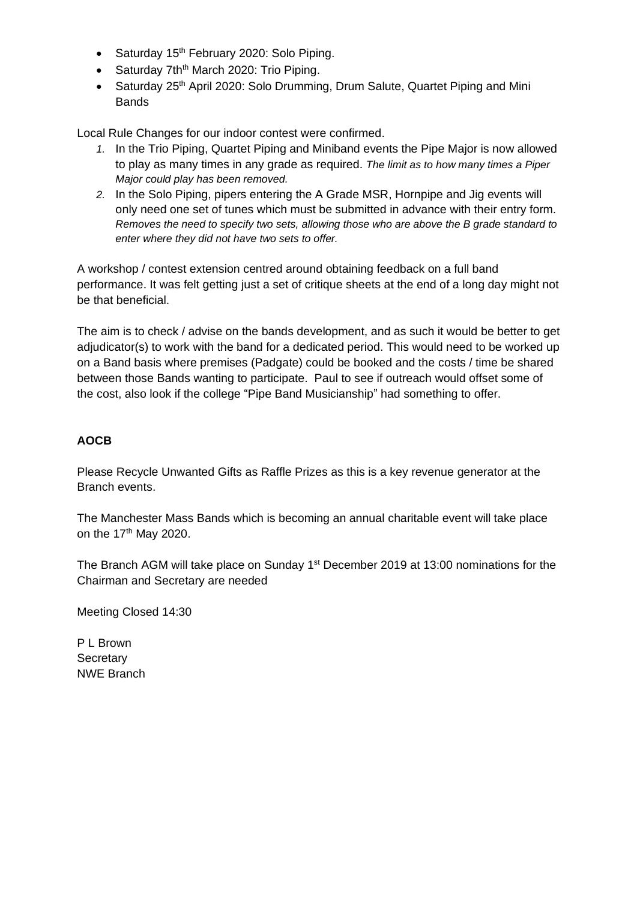- Saturday 15th February 2020: Solo Piping.
- Saturday 7thth March 2020: Trio Piping.
- Saturday 25th April 2020: Solo Drumming, Drum Salute, Quartet Piping and Mini Bands

Local Rule Changes for our indoor contest were confirmed.

1. In the Trio Piping, Quartet Piping and Miniband events the Pipe Major is now allowed to play as many times in any grade as required. *The limit as to how many times a Piper Major could play has been removed.*
2. In the Solo Piping, pipers entering the A Grade MSR, Hornpipe and Jig events will only need one set of tunes which must be submitted in advance with their entry form. *Removes the need to specify two sets, allowing those who are above the B grade standard to enter where they did not have two sets to offer.*

A workshop / contest extension centred around obtaining feedback on a full band performance. It was felt getting just a set of critique sheets at the end of a long day might not be that beneficial.

The aim is to check / advise on the bands development, and as such it would be better to get adjudicator(s) to work with the band for a dedicated period. This would need to be worked up on a Band basis where premises (Padgate) could be booked and the costs / time be shared between those Bands wanting to participate. Paul to see if outreach would offset some of the cost, also look if the college "Pipe Band Musicianship" had something to offer.

**AOCB**

Please Recycle Unwanted Gifts as Raffle Prizes as this is a key revenue generator at the Branch events.

The Manchester Mass Bands which is becoming an annual charitable event will take place on the 17th May 2020.

The Branch AGM will take place on Sunday 1st December 2019 at 13:00 nominations for the Chairman and Secretary are needed

Meeting Closed 14:30

P L Brown
Secretary
NWE Branch